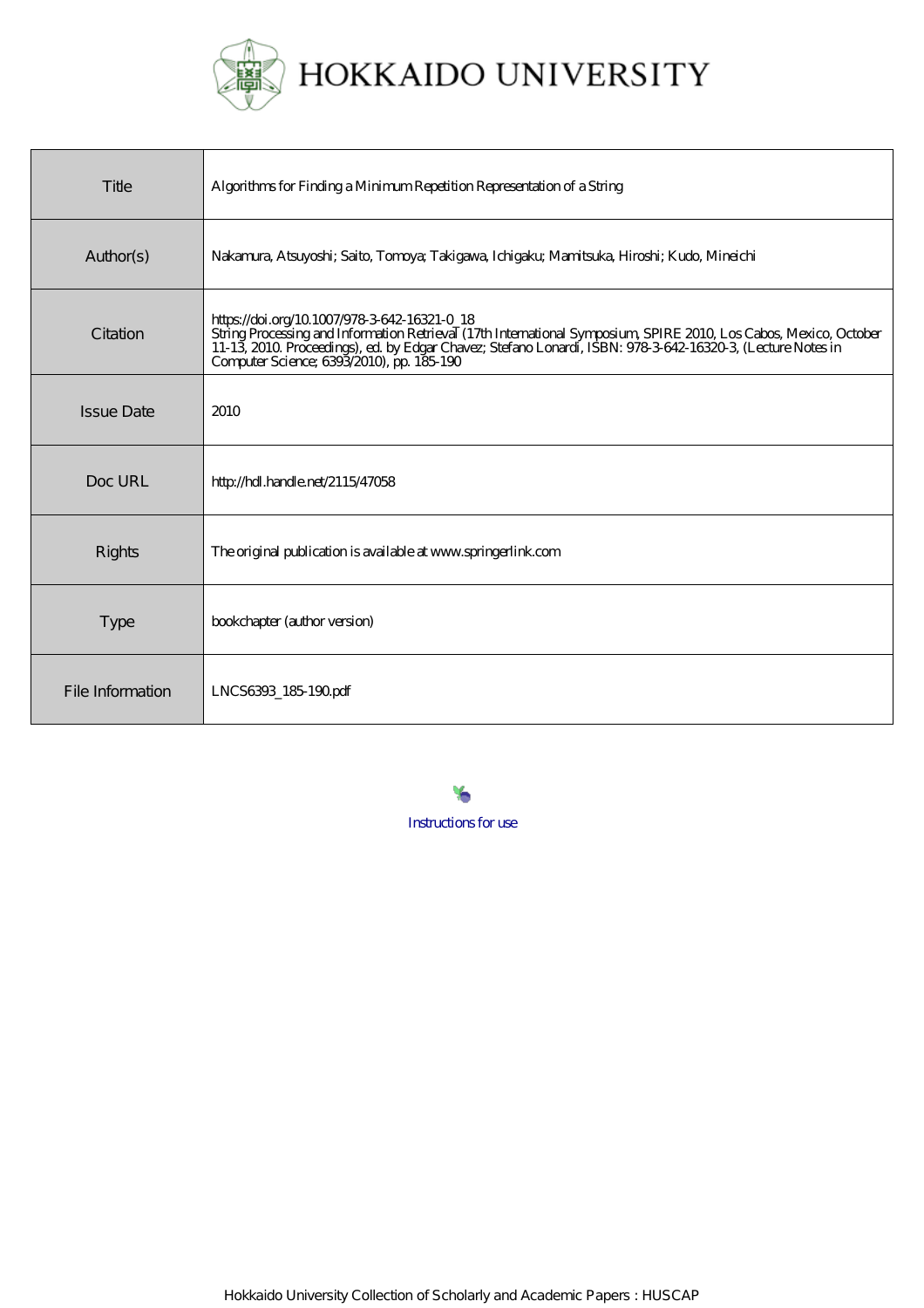HOKKAIDO UNIVERSITY

| Title | Algorithms for Finding a Minimum Repetition Representation of a String |
| --- | --- |
| Author(s) | Nakamura, Atsuyoshi; Saito, Tomoya; Takigawa, Ichigaku; Mamitsuka, Hiroshi; Kudo, Mineichi |
| Citation | https://doi.org/10.1007/978-3-642-16321-0_18 String Processing and Information Retrieval (17th International Symposium, SPIRE 2010, Los Cabos, Mexico, October 11-13, 2010. Proceedings), ed. by Edgar Chavez; Stefano Lonardi, ISBN: 978-3-642-16320-3, (Lecture Notes in Computer Science; 6393/2010), pp. 185-190 |
| Issue Date | 2010 |
| Doc URL | http://hdl.handle.net/2115/47058 |
| Rights | The original publication is available at www.springerlink.com |
| Type | bookchapter (author version) |
| File Information | LNCS6393_185-190.pdf |

Instructions for use

Hokkaido University Collection of Scholarly and Academic Papers : HUSCAP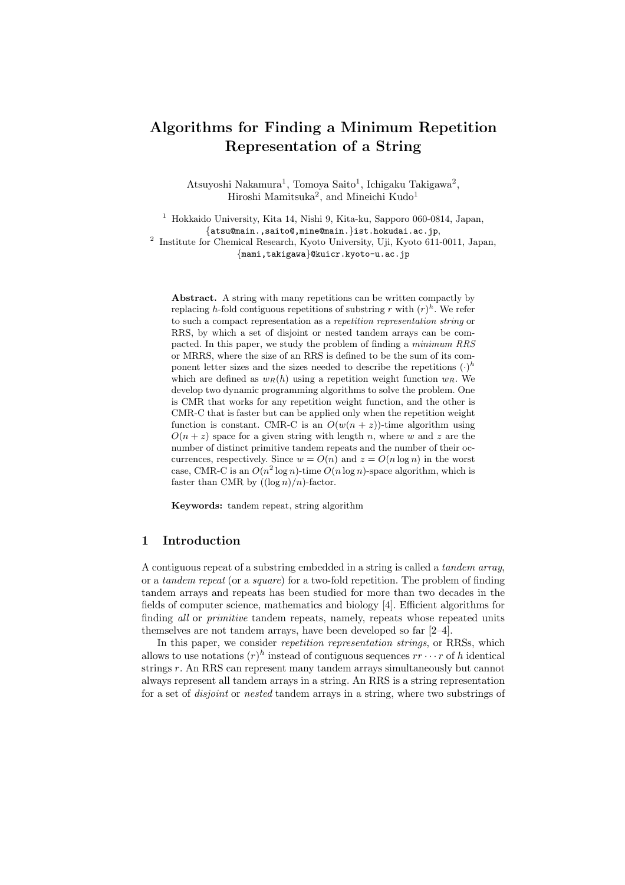# Algorithms for Finding a Minimum Repetition Representation of a String

Atsuyoshi Nakamura[1], Tomoya Saito[1], Ichigaku Takigawa[2], Hiroshi Mamitsuka[2], and Mineichi Kudo[1]

[1] Hokkaido University, Kita 14, Nishi 9, Kita-ku, Sapporo 060-0814, Japan, {atsu@main.,saito@,mine@main.}ist.hokudai.ac.jp,

[2] Institute for Chemical Research, Kyoto University, Uji, Kyoto 611-0011, Japan, {mami,takigawa}@kuicr.kyoto-u.ac.jp

**Abstract.** A string with many repetitions can be written compactly by replacing $h$-fold contiguous repetitions of substring $r$ with $(r)^h$. We refer to such a compact representation as a *repetition representation string* or RRS, by which a set of disjoint or nested tandem arrays can be compacted. In this paper, we study the problem of finding a *minimum RRS* or MRRS, where the size of an RRS is defined to be the sum of its component letter sizes and the sizes needed to describe the repetitions $(\cdot)^h$ which are defined as $w_R(h)$ using a repetition weight function $w_R$. We develop two dynamic programming algorithms to solve the problem. One is CMR that works for any repetition weight function, and the other is CMR-C that is faster but can be applied only when the repetition weight function is constant. CMR-C is an $O(w(n+z))$-time algorithm using $O(n+z)$ space for a given string with length $n$, where $w$ and $z$ are the number of distinct primitive tandem repeats and the number of their occurrences, respectively. Since $w = O(n)$ and $z = O(n \log n)$ in the worst case, CMR-C is an $O(n^2 \log n)$-time $O(n \log n)$-space algorithm, which is faster than CMR by $((\log n)/n)$-factor.

**Keywords:** tandem repeat, string algorithm

## 1 Introduction

A contiguous repeat of a substring embedded in a string is called a *tandem array*, or a *tandem repeat* (or a *square*) for a two-fold repetition. The problem of finding tandem arrays and repeats has been studied for more than two decades in the fields of computer science, mathematics and biology [4]. Efficient algorithms for finding *all* or *primitive* tandem repeats, namely, repeats whose repeated units themselves are not tandem arrays, have been developed so far [2–4].

In this paper, we consider *repetition representation strings*, or RRSs, which allows to use notations $(r)^h$ instead of contiguous sequences $rr\cdots r$ of $h$ identical strings $r$. An RRS can represent many tandem arrays simultaneously but cannot always represent all tandem arrays in a string. An RRS is a string representation for a set of *disjoint* or *nested* tandem arrays in a string, where two substrings of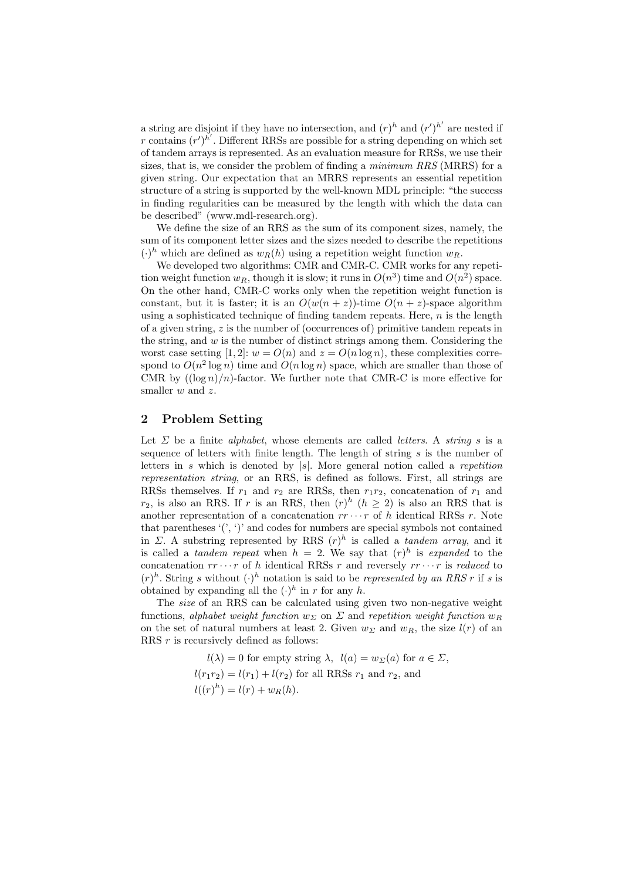a string are disjoint if they have no intersection, and $(r)^h$ and $(r')^{h'}$ are nested if $r$ contains $(r')^{h'}$. Different RRSs are possible for a string depending on which set of tandem arrays is represented. As an evaluation measure for RRSs, we use their sizes, that is, we consider the problem of finding a *minimum RRS* (MRRS) for a given string. Our expectation that an MRRS represents an essential repetition structure of a string is supported by the well-known MDL principle: "the success in finding regularities can be measured by the length with which the data can be described" (www.mdl-research.org).

We define the size of an RRS as the sum of its component sizes, namely, the sum of its component letter sizes and the sizes needed to describe the repetitions $(\cdot)^h$ which are defined as $w_R(h)$ using a repetition weight function $w_R$.

We developed two algorithms: CMR and CMR-C. CMR works for any repetition weight function $w_R$, though it is slow; it runs in $O(n^3)$ time and $O(n^2)$ space. On the other hand, CMR-C works only when the repetition weight function is constant, but it is faster; it is an $O(w(n+z))$-time $O(n+z)$-space algorithm using a sophisticated technique of finding tandem repeats. Here, $n$ is the length of a given string, $z$ is the number of (occurrences of) primitive tandem repeats in the string, and $w$ is the number of distinct strings among them. Considering the worst case setting [1, 2]: $w = O(n)$ and $z = O(n \log n)$, these complexities correspond to $O(n^2 \log n)$ time and $O(n \log n)$ space, which are smaller than those of CMR by $((\log n)/n)$-factor. We further note that CMR-C is more effective for smaller $w$ and $z$.

## 2 Problem Setting

Let $\Sigma$ be a finite *alphabet*, whose elements are called *letters*. A *string* $s$ is a sequence of letters with finite length. The length of string $s$ is the number of letters in $s$ which is denoted by $|s|$. More general notion called a *repetition representation string*, or an RRS, is defined as follows. First, all strings are RRSs themselves. If $r_1$ and $r_2$ are RRSs, then $r_1 r_2$, concatenation of $r_1$ and $r_2$, is also an RRS. If $r$ is an RRS, then $(r)^h$ $(h \geq 2)$ is also an RRS that is another representation of a concatenation $rr \cdots r$ of $h$ identical RRSs $r$. Note that parentheses '(', ')' and codes for numbers are special symbols not contained in $\Sigma$. A substring represented by RRS $(r)^h$ is called a *tandem array*, and it is called a *tandem repeat* when $h = 2$. We say that $(r)^h$ is *expanded* to the concatenation $rr \cdots r$ of $h$ identical RRSs $r$ and reversely $rr \cdots r$ is *reduced* to $(r)^h$. String $s$ without $(\cdot)^h$ notation is said to be *represented by an RRS* $r$ if $s$ is obtained by expanding all the $(\cdot)^h$ in $r$ for any $h$.

The *size* of an RRS can be calculated using given two non-negative weight functions, *alphabet weight function* $w_\Sigma$ on $\Sigma$ and *repetition weight function* $w_R$ on the set of natural numbers at least 2. Given $w_\Sigma$ and $w_R$, the size $l(r)$ of an RRS $r$ is recursively defined as follows:

$$
\begin{aligned}
&l(\lambda) = 0 \text{ for empty string } \lambda, \;\; l(a) = w_\Sigma(a) \text{ for } a \in \Sigma, \\
&l(r_1 r_2) = l(r_1) + l(r_2) \text{ for all RRSs } r_1 \text{ and } r_2, \text{ and} \\
&l((r)^h) = l(r) + w_R(h).
\end{aligned}
$$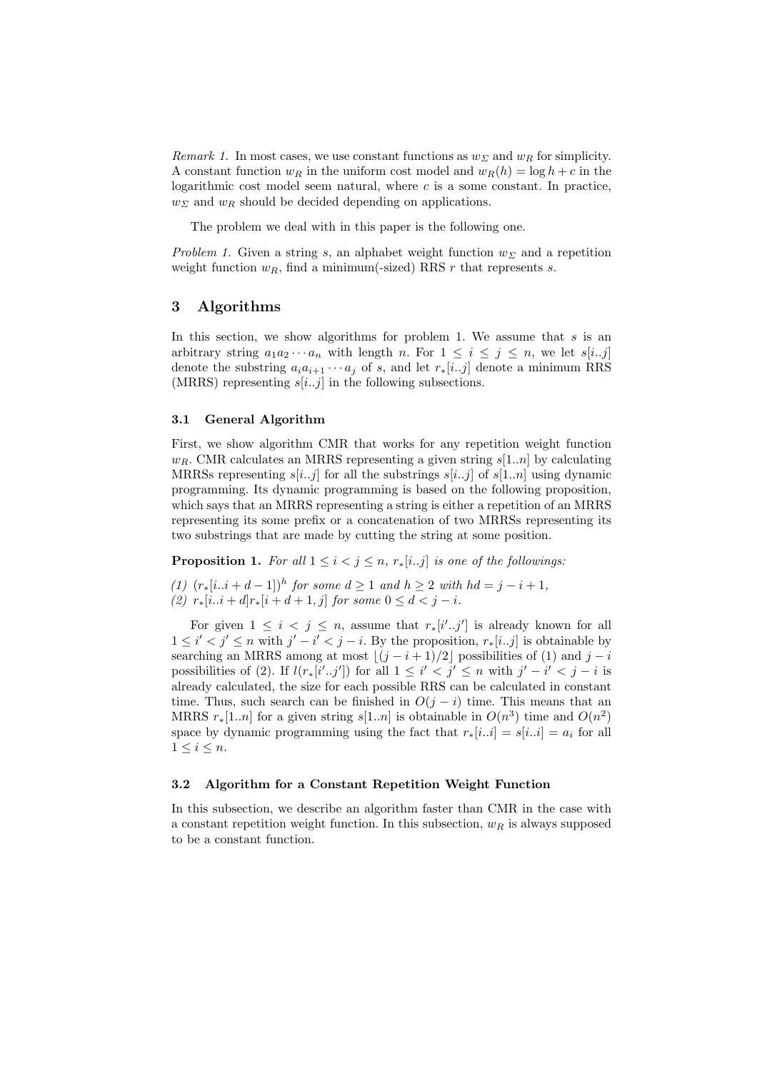*Remark 1.* In most cases, we use constant functions as $w_\Sigma$ and $w_R$ for simplicity. A constant function $w_R$ in the uniform cost model and $w_R(h) = \log h + c$ in the logarithmic cost model seem natural, where $c$ is a some constant. In practice, $w_\Sigma$ and $w_R$ should be decided depending on applications.

The problem we deal with in this paper is the following one.

*Problem 1.* Given a string $s$, an alphabet weight function $w_\Sigma$ and a repetition weight function $w_R$, find a minimum(-sized) RRS $r$ that represents $s$.

## 3 Algorithms

In this section, we show algorithms for problem 1. We assume that $s$ is an arbitrary string $a_1 a_2 \cdots a_n$ with length $n$. For $1 \le i \le j \le n$, we let $s[i..j]$ denote the substring $a_i a_{i+1} \cdots a_j$ of $s$, and let $r_*[i..j]$ denote a minimum RRS (MRRS) representing $s[i..j]$ in the following subsections.

### 3.1 General Algorithm

First, we show algorithm CMR that works for any repetition weight function $w_R$. CMR calculates an MRRS representing a given string $s[1..n]$ by calculating MRRSs representing $s[i..j]$ for all the substrings $s[i..j]$ of $s[1..n]$ using dynamic programming. Its dynamic programming is based on the following proposition, which says that an MRRS representing a string is either a repetition of an MRRS representing its some prefix or a concatenation of two MRRSs representing its two substrings that are made by cutting the string at some position.

**Proposition 1.** *For all $1 \le i < j \le n$, $r_*[i..j]$ is one of the followings:*

*(1) $(r_*[i..i+d-1])^h$ for some $d \ge 1$ and $h \ge 2$ with $hd = j - i + 1$,*
*(2) $r_*[i..i+d]r_*[i+d+1, j]$ for some $0 \le d < j - i$.*

For given $1 \le i < j \le n$, assume that $r_*[i'..j']$ is already known for all $1 \le i' < j' \le n$ with $j' - i' < j - i$. By the proposition, $r_*[i..j]$ is obtainable by searching an MRRS among at most $\lfloor (j - i + 1)/2 \rfloor$ possibilities of (1) and $j - i$ possibilities of (2). If $l(r_*[i'..j'])$ for all $1 \le i' < j' \le n$ with $j' - i' < j - i$ is already calculated, the size for each possible RRS can be calculated in constant time. Thus, such search can be finished in $O(j - i)$ time. This means that an MRRS $r_*[1..n]$ for a given string $s[1..n]$ is obtainable in $O(n^3)$ time and $O(n^2)$ space by dynamic programming using the fact that $r_*[i..i] = s[i..i] = a_i$ for all $1 \le i \le n$.

### 3.2 Algorithm for a Constant Repetition Weight Function

In this subsection, we describe an algorithm faster than CMR in the case with a constant repetition weight function. In this subsection, $w_R$ is always supposed to be a constant function.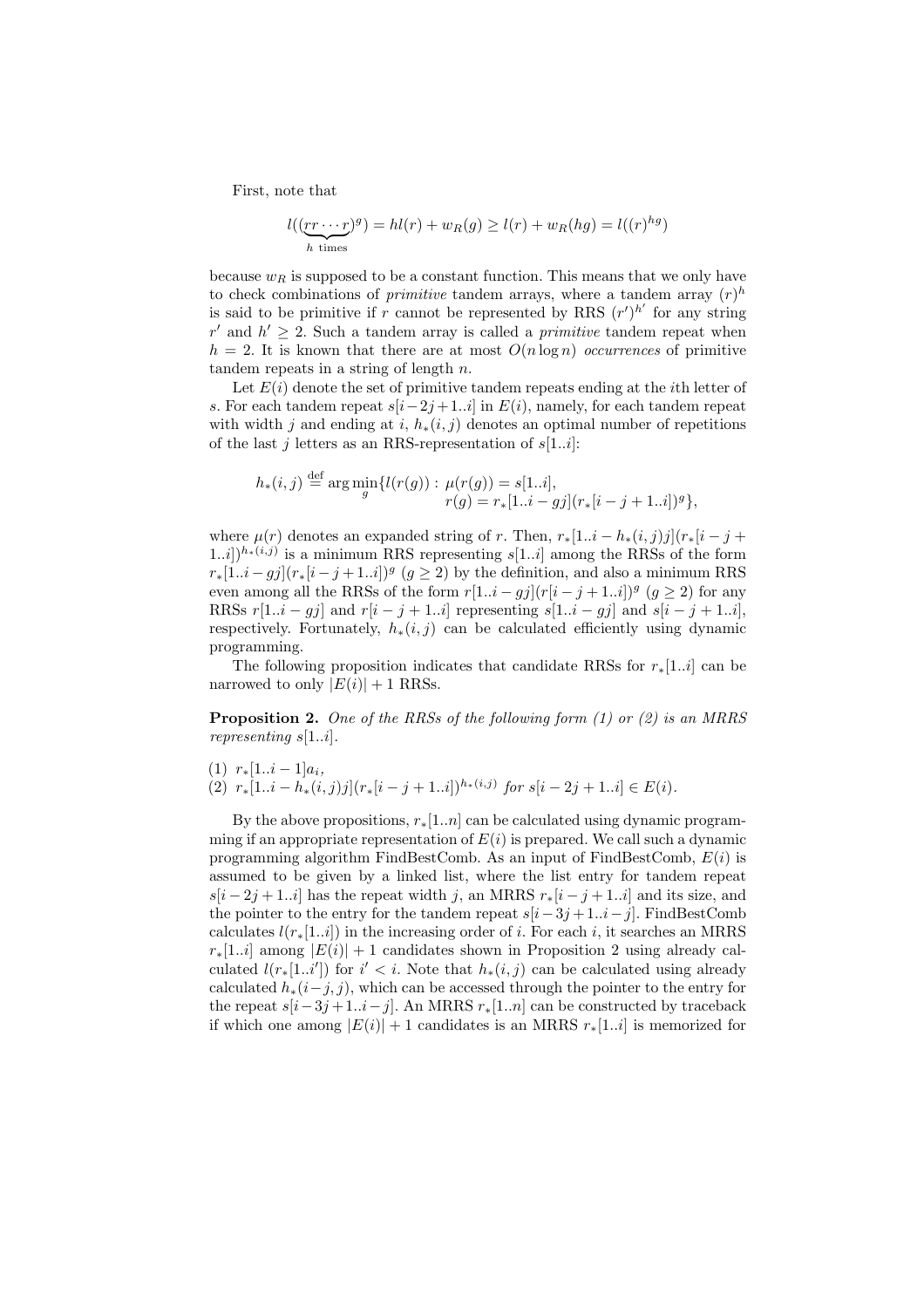First, note that

$$l((\underbrace{rr\cdots r}_{h\text{ times}})^g) = hl(r) + w_R(g) \geq l(r) + w_R(hg) = l((r)^{hg})$$

because $w_R$ is supposed to be a constant function. This means that we only have to check combinations of *primitive* tandem arrays, where a tandem array $(r)^h$ is said to be primitive if $r$ cannot be represented by RRS $(r')^{h'}$ for any string $r'$ and $h' \geq 2$. Such a tandem array is called a *primitive* tandem repeat when $h = 2$. It is known that there are at most $O(n \log n)$ *occurrences* of primitive tandem repeats in a string of length $n$.

Let $E(i)$ denote the set of primitive tandem repeats ending at the $i$th letter of $s$. For each tandem repeat $s[i-2j+1..i]$ in $E(i)$, namely, for each tandem repeat with width $j$ and ending at $i$, $h_*(i,j)$ denotes an optimal number of repetitions of the last $j$ letters as an RRS-representation of $s[1..i]$:

$$h_*(i,j) \stackrel{\text{def}}{=} \arg\min_g \{l(r(g)) : \mu(r(g)) = s[1..i], \; r(g) = r_*[1..i-gj](r_*[i-j+1..i])^g\},$$

where $\mu(r)$ denotes an expanded string of $r$. Then, $r_*[1..i-h_*(i,j)j](r_*[i-j+1..i])^{h_*(i,j)}$ is a minimum RRS representing $s[1..i]$ among the RRSs of the form $r_*[1..i-gj](r_*[i-j+1..i])^g$ $(g \geq 2)$ by the definition, and also a minimum RRS even among all the RRSs of the form $r[1..i-gj](r[i-j+1..i])^g$ $(g \geq 2)$ for any RRSs $r[1..i-gj]$ and $r[i-j+1..i]$ representing $s[1..i-gj]$ and $s[i-j+1..i]$, respectively. Fortunately, $h_*(i,j)$ can be calculated efficiently using dynamic programming.

The following proposition indicates that candidate RRSs for $r_*[1..i]$ can be narrowed to only $|E(i)| + 1$ RRSs.

**Proposition 2.** *One of the RRSs of the following form (1) or (2) is an MRRS representing* $s[1..i]$.

(1) $r_*[1..i-1]a_i$,
(2) $r_*[1..i-h_*(i,j)j](r_*[i-j+1..i])^{h_*(i,j)}$ *for* $s[i-2j+1..i] \in E(i)$.

By the above propositions, $r_*[1..n]$ can be calculated using dynamic programming if an appropriate representation of $E(i)$ is prepared. We call such a dynamic programming algorithm FindBestComb. As an input of FindBestComb, $E(i)$ is assumed to be given by a linked list, where the list entry for tandem repeat $s[i-2j+1..i]$ has the repeat width $j$, an MRRS $r_*[i-j+1..i]$ and its size, and the pointer to the entry for the tandem repeat $s[i-3j+1..i-j]$. FindBestComb calculates $l(r_*[1..i])$ in the increasing order of $i$. For each $i$, it searches an MRRS $r_*[1..i]$ among $|E(i)|+1$ candidates shown in Proposition 2 using already calculated $l(r_*[1..i'])$ for $i' < i$. Note that $h_*(i,j)$ can be calculated using already calculated $h_*(i-j,j)$, which can be accessed through the pointer to the entry for the repeat $s[i-3j+1..i-j]$. An MRRS $r_*[1..n]$ can be constructed by traceback if which one among $|E(i)|+1$ candidates is an MRRS $r_*[1..i]$ is memorized for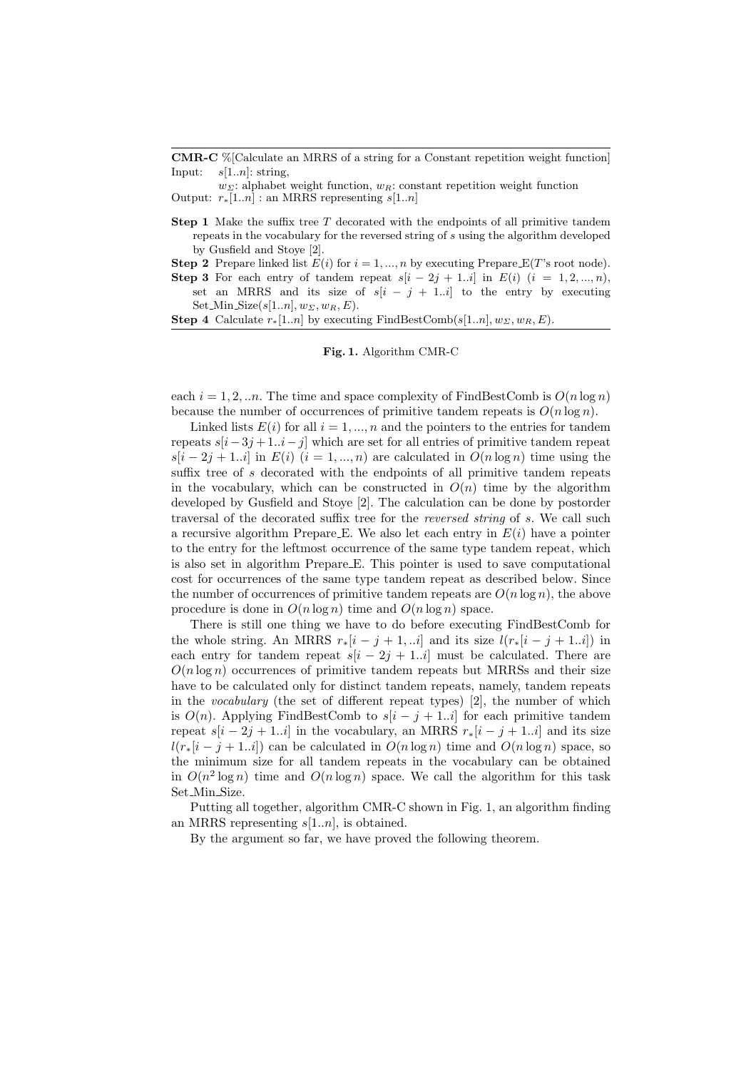**CMR-C** %[Calculate an MRRS of a string for a Constant repetition weight function]
Input: $s[1..n]$: string,
$w_\Sigma$: alphabet weight function, $w_R$: constant repetition weight function
Output: $r_*[1..n]$ : an MRRS representing $s[1..n]$

**Step 1** Make the suffix tree $T$ decorated with the endpoints of all primitive tandem repeats in the vocabulary for the reversed string of $s$ using the algorithm developed by Gusfield and Stoye [2].
**Step 2** Prepare linked list $E(i)$ for $i = 1, ..., n$ by executing Prepare_E($T$'s root node).
**Step 3** For each entry of tandem repeat $s[i-2j+1..i]$ in $E(i)$ $(i = 1, 2, ..., n)$, set an MRRS and its size of $s[i-j+1..i]$ to the entry by executing Set_Min_Size($s[1..n], w_\Sigma, w_R, E$).
**Step 4** Calculate $r_*[1..n]$ by executing FindBestComb($s[1..n], w_\Sigma, w_R, E$).

**Fig. 1.** Algorithm CMR-C

each $i = 1, 2, ..n$. The time and space complexity of FindBestComb is $O(n \log n)$ because the number of occurrences of primitive tandem repeats is $O(n \log n)$.

Linked lists $E(i)$ for all $i = 1, ..., n$ and the pointers to the entries for tandem repeats $s[i-3j+1..i-j]$ which are set for all entries of primitive tandem repeat $s[i-2j+1..i]$ in $E(i)$ $(i = 1, ..., n)$ are calculated in $O(n \log n)$ time using the suffix tree of $s$ decorated with the endpoints of all primitive tandem repeats in the vocabulary, which can be constructed in $O(n)$ time by the algorithm developed by Gusfield and Stoye [2]. The calculation can be done by postorder traversal of the decorated suffix tree for the *reversed string* of $s$. We call such a recursive algorithm Prepare_E. We also let each entry in $E(i)$ have a pointer to the entry for the leftmost occurrence of the same type tandem repeat, which is also set in algorithm Prepare_E. This pointer is used to save computational cost for occurrences of the same type tandem repeat as described below. Since the number of occurrences of primitive tandem repeats are $O(n \log n)$, the above procedure is done in $O(n \log n)$ time and $O(n \log n)$ space.

There is still one thing we have to do before executing FindBestComb for the whole string. An MRRS $r_*[i-j+1, ..i]$ and its size $l(r_*[i-j+1..i])$ in each entry for tandem repeat $s[i-2j+1..i]$ must be calculated. There are $O(n \log n)$ occurrences of primitive tandem repeats but MRRSs and their size have to be calculated only for distinct tandem repeats, namely, tandem repeats in the *vocabulary* (the set of different repeat types) [2], the number of which is $O(n)$. Applying FindBestComb to $s[i-j+1..i]$ for each primitive tandem repeat $s[i-2j+1..i]$ in the vocabulary, an MRRS $r_*[i-j+1..i]$ and its size $l(r_*[i-j+1..i])$ can be calculated in $O(n \log n)$ time and $O(n \log n)$ space, so the minimum size for all tandem repeats in the vocabulary can be obtained in $O(n^2 \log n)$ time and $O(n \log n)$ space. We call the algorithm for this task Set_Min_Size.

Putting all together, algorithm CMR-C shown in Fig. 1, an algorithm finding an MRRS representing $s[1..n]$, is obtained.

By the argument so far, we have proved the following theorem.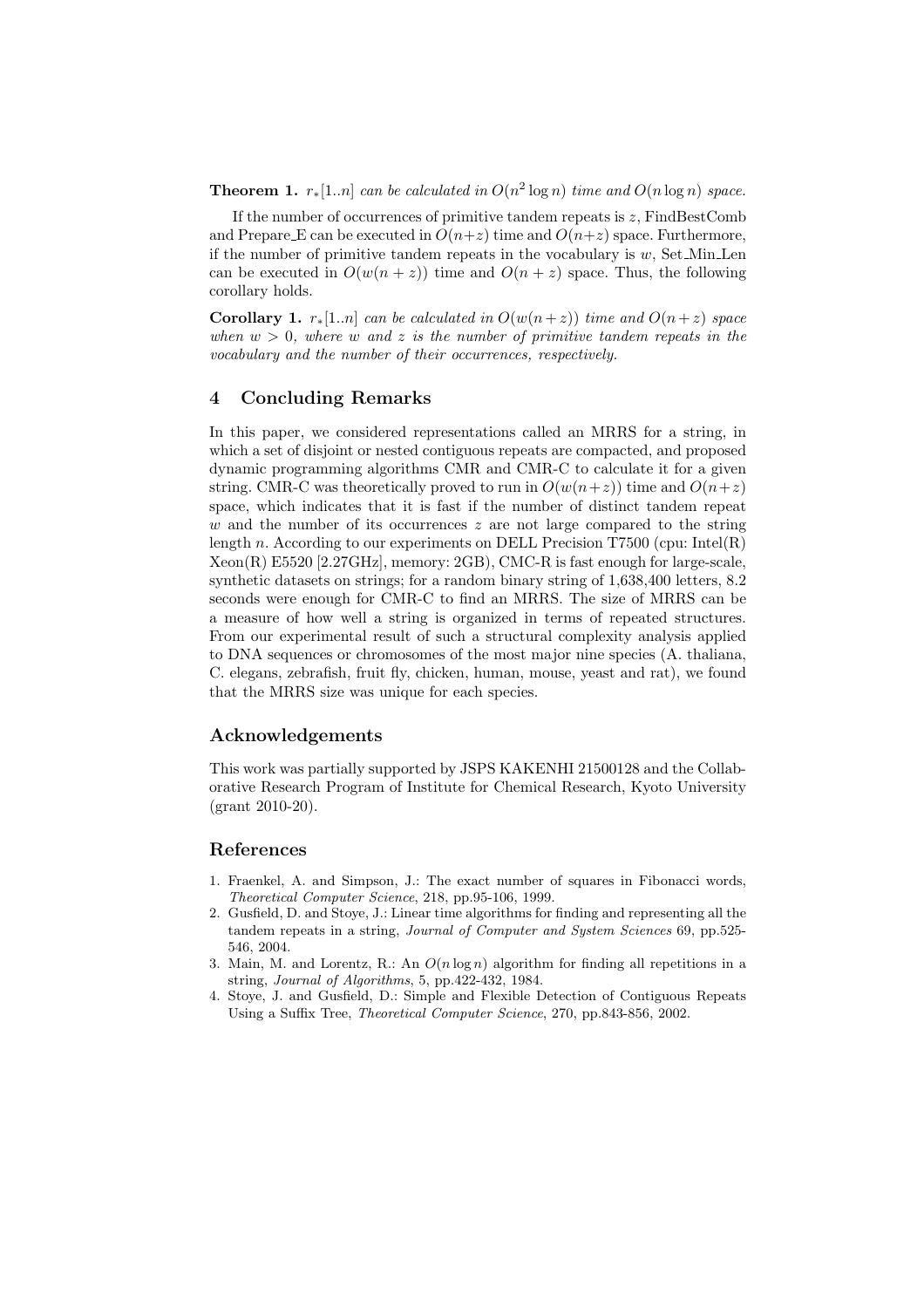**Theorem 1.** *$r_*[1..n]$ can be calculated in $O(n^2 \log n)$ time and $O(n \log n)$ space.*

If the number of occurrences of primitive tandem repeats is $z$, FindBestComb and Prepare_E can be executed in $O(n+z)$ time and $O(n+z)$ space. Furthermore, if the number of primitive tandem repeats in the vocabulary is $w$, Set_Min_Len can be executed in $O(w(n+z))$ time and $O(n+z)$ space. Thus, the following corollary holds.

**Corollary 1.** *$r_*[1..n]$ can be calculated in $O(w(n+z))$ time and $O(n+z)$ space when $w > 0$, where $w$ and $z$ is the number of primitive tandem repeats in the vocabulary and the number of their occurrences, respectively.*

## 4 Concluding Remarks

In this paper, we considered representations called an MRRS for a string, in which a set of disjoint or nested contiguous repeats are compacted, and proposed dynamic programming algorithms CMR and CMR-C to calculate it for a given string. CMR-C was theoretically proved to run in $O(w(n+z))$ time and $O(n+z)$ space, which indicates that it is fast if the number of distinct tandem repeat $w$ and the number of its occurrences $z$ are not large compared to the string length $n$. According to our experiments on DELL Precision T7500 (cpu: Intel(R) Xeon(R) E5520 [2.27GHz], memory: 2GB), CMC-R is fast enough for large-scale, synthetic datasets on strings; for a random binary string of 1,638,400 letters, 8.2 seconds were enough for CMR-C to find an MRRS. The size of MRRS can be a measure of how well a string is organized in terms of repeated structures. From our experimental result of such a structural complexity analysis applied to DNA sequences or chromosomes of the most major nine species (A. thaliana, C. elegans, zebrafish, fruit fly, chicken, human, mouse, yeast and rat), we found that the MRRS size was unique for each species.

## Acknowledgements

This work was partially supported by JSPS KAKENHI 21500128 and the Collaborative Research Program of Institute for Chemical Research, Kyoto University (grant 2010-20).

## References

1. Fraenkel, A. and Simpson, J.: The exact number of squares in Fibonacci words, *Theoretical Computer Science*, 218, pp.95-106, 1999.
2. Gusfield, D. and Stoye, J.: Linear time algorithms for finding and representing all the tandem repeats in a string, *Journal of Computer and System Sciences* 69, pp.525-546, 2004.
3. Main, M. and Lorentz, R.: An $O(n \log n)$ algorithm for finding all repetitions in a string, *Journal of Algorithms*, 5, pp.422-432, 1984.
4. Stoye, J. and Gusfield, D.: Simple and Flexible Detection of Contiguous Repeats Using a Suffix Tree, *Theoretical Computer Science*, 270, pp.843-856, 2002.